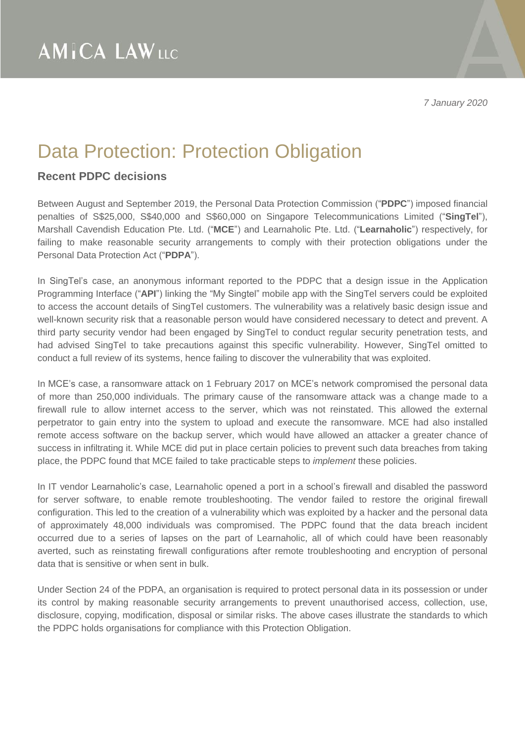7 January 2020

# Data Protection: Protection Obligation

## Recent PDPC decisions

Between August and September 2019, the Personal Data Protection Commission ("**PDPC**") imposed financial penalties of S$25,000, S$40,000 and S$60,000 on Singapore Telecommunications Limited ("**SingTel**"), Marshall Cavendish Education Pte. Ltd. ("**MCE**") and Learnaholic Pte. Ltd. ("**Learnaholic**") respectively, for failing to make reasonable security arrangements to comply with their protection obligations under the Personal Data Protection Act ("**PDPA**").

In SingTel's case, an anonymous informant reported to the PDPC that a design issue in the Application Programming Interface ("**API**") linking the "My Singtel" mobile app with the SingTel servers could be exploited to access the account details of SingTel customers. The vulnerability was a relatively basic design issue and well-known security risk that a reasonable person would have considered necessary to detect and prevent. A third party security vendor had been engaged by SingTel to conduct regular security penetration tests, and had advised SingTel to take precautions against this specific vulnerability. However, SingTel omitted to conduct a full review of its systems, hence failing to discover the vulnerability that was exploited.

In MCE's case, a ransomware attack on 1 February 2017 on MCE's network compromised the personal data of more than 250,000 individuals. The primary cause of the ransomware attack was a change made to a firewall rule to allow internet access to the server, which was not reinstated. This allowed the external perpetrator to gain entry into the system to upload and execute the ransomware. MCE had also installed remote access software on the backup server, which would have allowed an attacker a greater chance of success in infiltrating it. While MCE did put in place certain policies to prevent such data breaches from taking place, the PDPC found that MCE failed to take practicable steps to *implement* these policies.

In IT vendor Learnaholic's case, Learnaholic opened a port in a school's firewall and disabled the password for server software, to enable remote troubleshooting. The vendor failed to restore the original firewall configuration. This led to the creation of a vulnerability which was exploited by a hacker and the personal data of approximately 48,000 individuals was compromised. The PDPC found that the data breach incident occurred due to a series of lapses on the part of Learnaholic, all of which could have been reasonably averted, such as reinstating firewall configurations after remote troubleshooting and encryption of personal data that is sensitive or when sent in bulk.

Under Section 24 of the PDPA, an organisation is required to protect personal data in its possession or under its control by making reasonable security arrangements to prevent unauthorised access, collection, use, disclosure, copying, modification, disposal or similar risks. The above cases illustrate the standards to which the PDPC holds organisations for compliance with this Protection Obligation.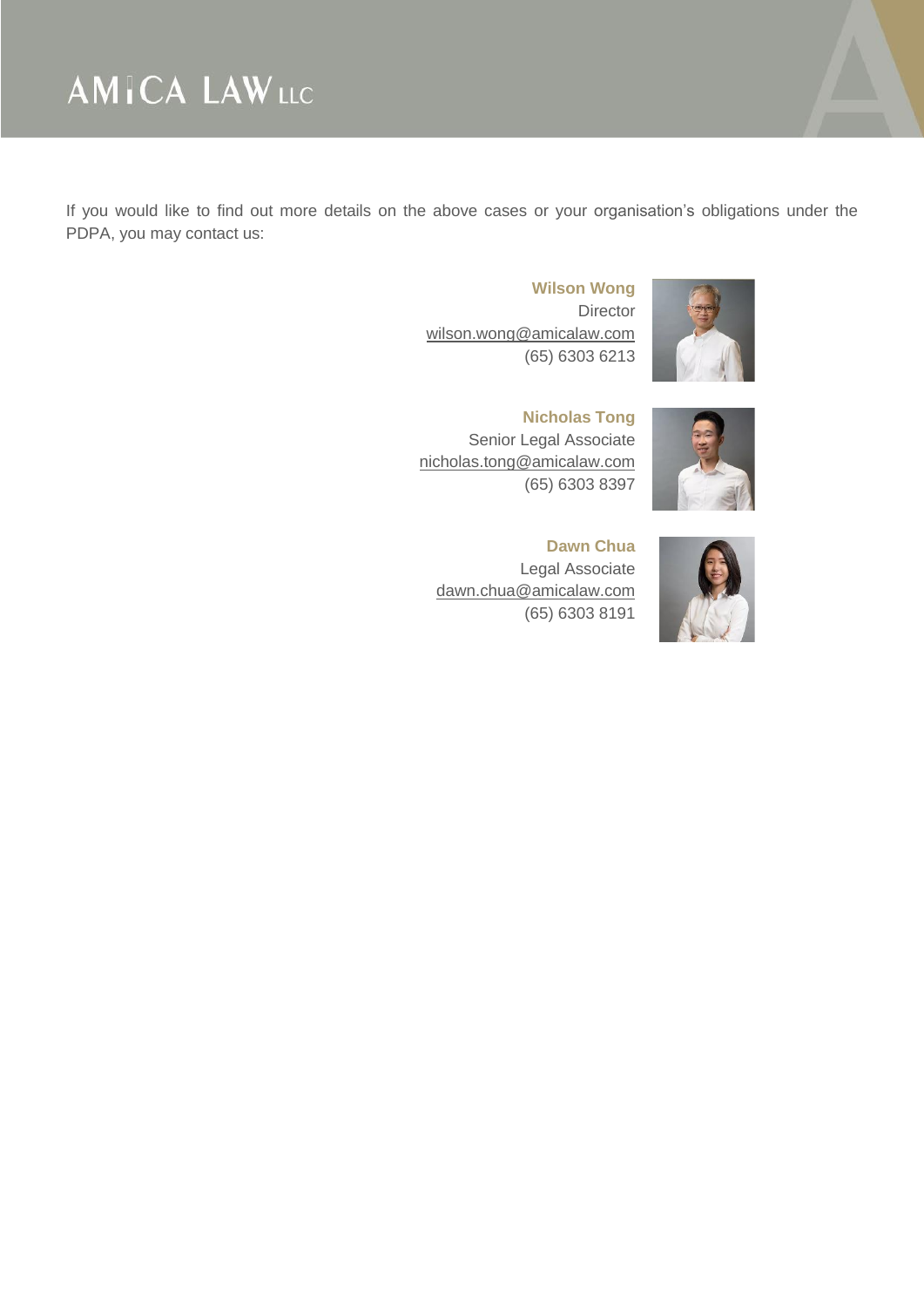If you would like to find out more details on the above cases or your organisation's obligations under the PDPA, you may contact us:

**Wilson Wong**
Director
wilson.wong@amicalaw.com
(65) 6303 6213

**Nicholas Tong**
Senior Legal Associate
nicholas.tong@amicalaw.com
(65) 6303 8397

**Dawn Chua**
Legal Associate
dawn.chua@amicalaw.com
(65) 6303 8191